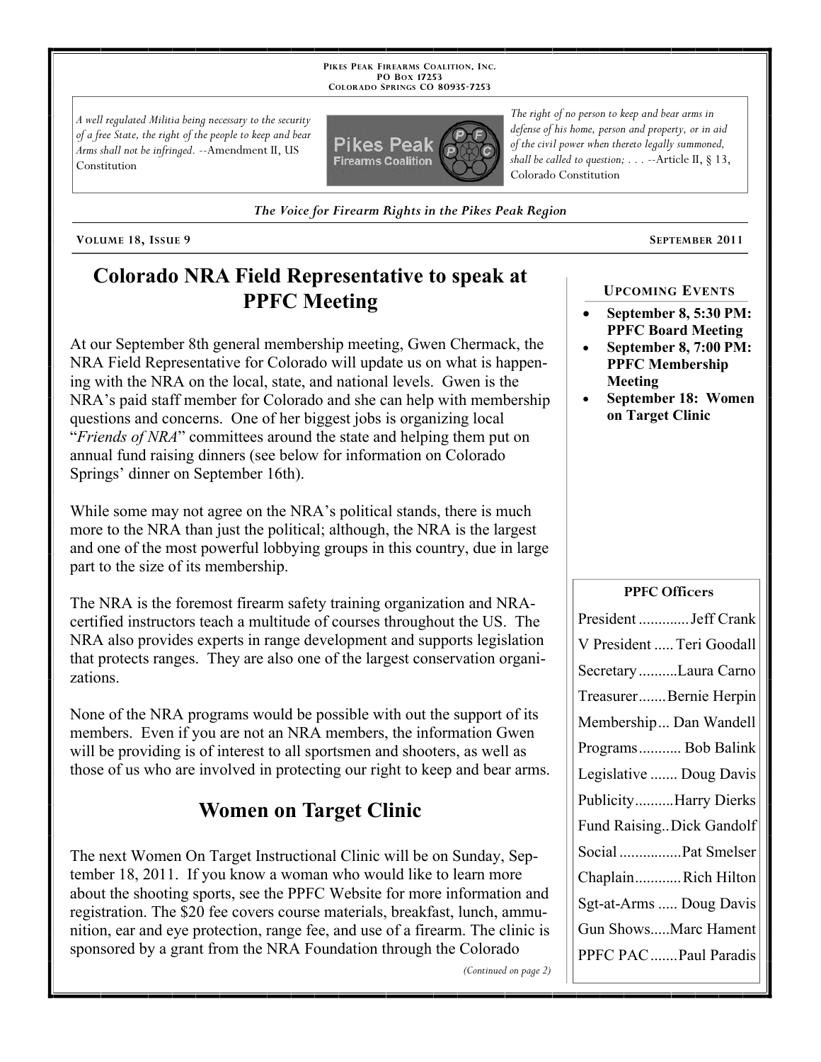Pikes Peak Firearms Coalition, Inc.
PO Box 17253
Colorado Springs CO 80935-7253

*A well regulated Militia being necessary to the security of a free State, the right of the people to keep and bear Arms shall not be infringed.* --Amendment II, US Constitution

*The right of no person to keep and bear arms in defense of his home, person and property, or in aid of the civil power when thereto legally summoned, shall be called to question; . . .* --Article II, § 13, Colorado Constitution

*The Voice for Firearm Rights in the Pikes Peak Region*

Volume 18, Issue 9 — September 2011

# Colorado NRA Field Representative to speak at PPFC Meeting

At our September 8th general membership meeting, Gwen Chermack, the NRA Field Representative for Colorado will update us on what is happening with the NRA on the local, state, and national levels. Gwen is the NRA's paid staff member for Colorado and she can help with membership questions and concerns. One of her biggest jobs is organizing local "*Friends of NRA*" committees around the state and helping them put on annual fund raising dinners (see below for information on Colorado Springs' dinner on September 16th).

While some may not agree on the NRA's political stands, there is much more to the NRA than just the political; although, the NRA is the largest and one of the most powerful lobbying groups in this country, due in large part to the size of its membership.

The NRA is the foremost firearm safety training organization and NRA-certified instructors teach a multitude of courses throughout the US. The NRA also provides experts in range development and supports legislation that protects ranges. They are also one of the largest conservation organizations.

None of the NRA programs would be possible with out the support of its members. Even if you are not an NRA members, the information Gwen will be providing is of interest to all sportsmen and shooters, as well as those of us who are involved in protecting our right to keep and bear arms.

# Women on Target Clinic

The next Women On Target Instructional Clinic will be on Sunday, September 18, 2011. If you know a woman who would like to learn more about the shooting sports, see the PPFC Website for more information and registration. The $20 fee covers course materials, breakfast, lunch, ammunition, ear and eye protection, range fee, and use of a firearm. The clinic is sponsored by a grant from the NRA Foundation through the Colorado

*(Continued on page 2)*

## Upcoming Events

- **September 8, 5:30 PM: PPFC Board Meeting**
- **September 8, 7:00 PM: PPFC Membership Meeting**
- **September 18: Women on Target Clinic**

## PPFC Officers

| Position | Name |
| --- | --- |
| President | Jeff Crank |
| V President | Teri Goodall |
| Secretary | Laura Carno |
| Treasurer | Bernie Herpin |
| Membership | Dan Wandell |
| Programs | Bob Balink |
| Legislative | Doug Davis |
| Publicity | Harry Dierks |
| Fund Raising | Dick Gandolf |
| Social | Pat Smelser |
| Chaplain | Rich Hilton |
| Sgt-at-Arms | Doug Davis |
| Gun Shows | Marc Hament |
| PPFC PAC | Paul Paradis |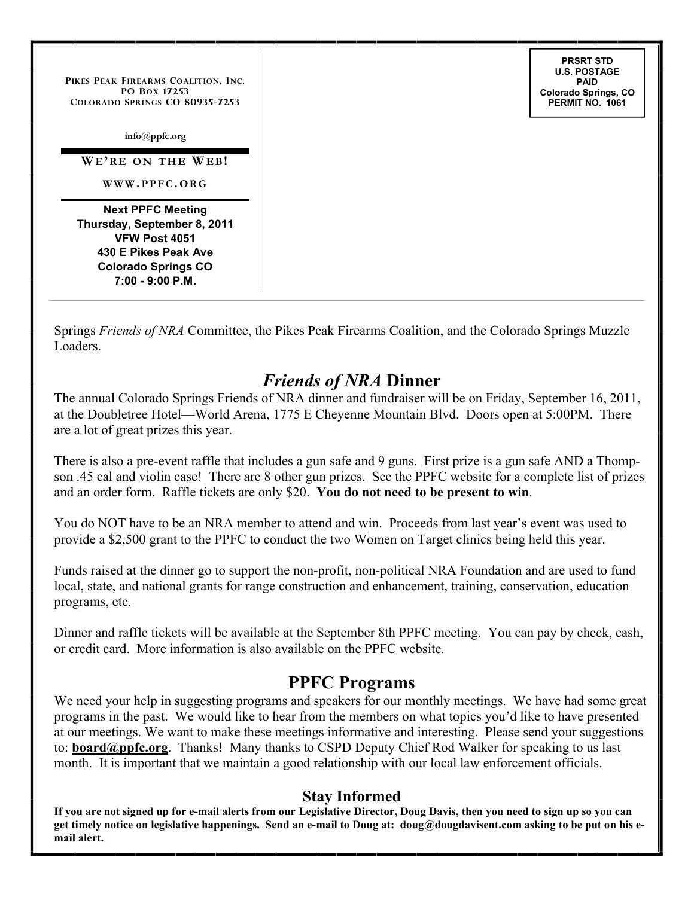PIKES PEAK FIREARMS COALITION, INC.
PO BOX 17253
COLORADO SPRINGS CO 80935-7253

info@ppfc.org

**WE'RE ON THE WEB!**

**WWW.PPFC.ORG**

**Next PPFC Meeting**
**Thursday, September 8, 2011**
**VFW Post 4051**
**430 E Pikes Peak Ave**
**Colorado Springs CO**
**7:00 - 9:00 P.M.**

PRSRT STD
U.S. POSTAGE
PAID
Colorado Springs, CO
PERMIT NO. 1061

Springs *Friends of NRA* Committee, the Pikes Peak Firearms Coalition, and the Colorado Springs Muzzle Loaders.

## *Friends of NRA* Dinner

The annual Colorado Springs Friends of NRA dinner and fundraiser will be on Friday, September 16, 2011, at the Doubletree Hotel—World Arena, 1775 E Cheyenne Mountain Blvd. Doors open at 5:00PM. There are a lot of great prizes this year.

There is also a pre-event raffle that includes a gun safe and 9 guns. First prize is a gun safe AND a Thompson .45 cal and violin case! There are 8 other gun prizes. See the PPFC website for a complete list of prizes and an order form. Raffle tickets are only $20. **You do not need to be present to win**.

You do NOT have to be an NRA member to attend and win. Proceeds from last year's event was used to provide a $2,500 grant to the PPFC to conduct the two Women on Target clinics being held this year.

Funds raised at the dinner go to support the non-profit, non-political NRA Foundation and are used to fund local, state, and national grants for range construction and enhancement, training, conservation, education programs, etc.

Dinner and raffle tickets will be available at the September 8th PPFC meeting. You can pay by check, cash, or credit card. More information is also available on the PPFC website.

## PPFC Programs

We need your help in suggesting programs and speakers for our monthly meetings. We have had some great programs in the past. We would like to hear from the members on what topics you'd like to have presented at our meetings. We want to make these meetings informative and interesting. Please send your suggestions to: **board@ppfc.org**. Thanks! Many thanks to CSPD Deputy Chief Rod Walker for speaking to us last month. It is important that we maintain a good relationship with our local law enforcement officials.

### Stay Informed

**If you are not signed up for e-mail alerts from our Legislative Director, Doug Davis, then you need to sign up so you can get timely notice on legislative happenings. Send an e-mail to Doug at: doug@dougdavisent.com asking to be put on his e-mail alert.**